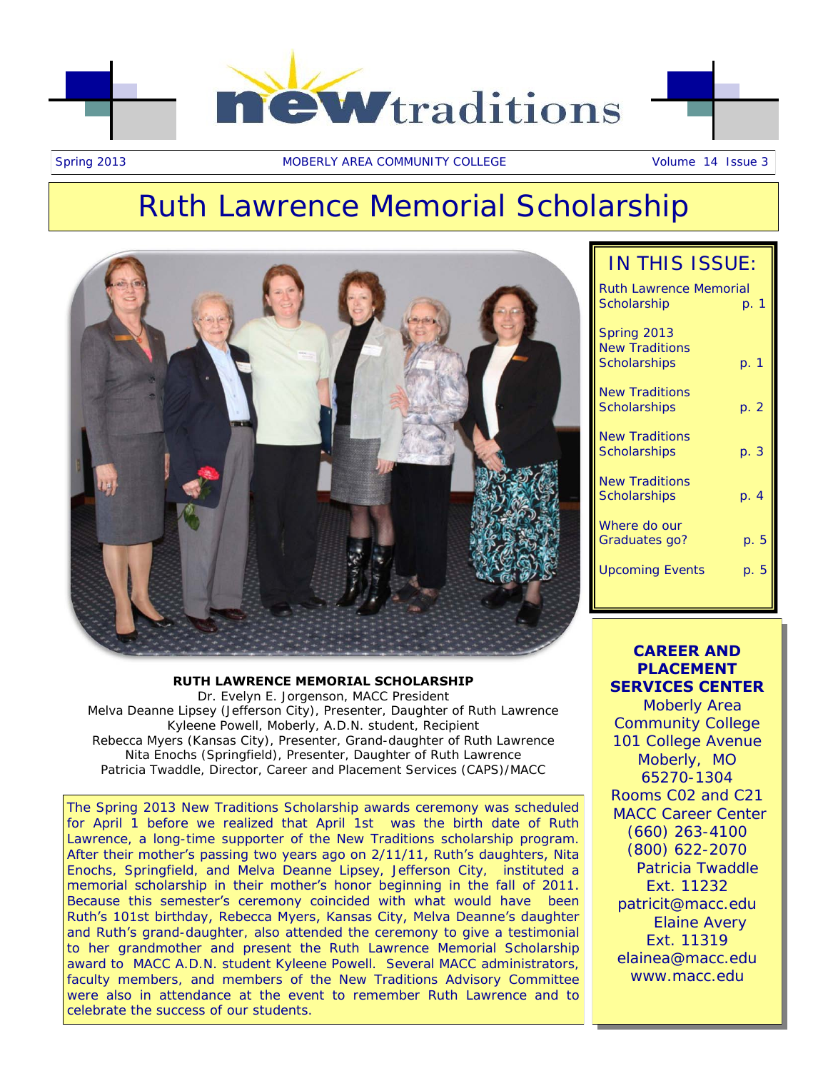# new traditions

Spring 2013 — MOBERLY AREA COMMUNITY COLLEGE — Volume 14 Issue 3

## Ruth Lawrence Memorial Scholarship

**RUTH LAWRENCE MEMORIAL SCHOLARSHIP**

Dr. Evelyn E. Jorgenson, MACC President
Melva Deanne Lipsey (Jefferson City), Presenter, Daughter of Ruth Lawrence
Kyleene Powell, Moberly, A.D.N. student, Recipient
Rebecca Myers (Kansas City), Presenter, Grand-daughter of Ruth Lawrence
Nita Enochs (Springfield), Presenter, Daughter of Ruth Lawrence
Patricia Twaddle, Director, Career and Placement Services (CAPS)/MACC

The Spring 2013 New Traditions Scholarship awards ceremony was scheduled for April 1 before we realized that April 1st was the birth date of Ruth Lawrence, a long-time supporter of the New Traditions scholarship program. After their mother's passing two years ago on 2/11/11, Ruth's daughters, Nita Enochs, Springfield, and Melva Deanne Lipsey, Jefferson City, instituted a memorial scholarship in their mother's honor beginning in the fall of 2011. Because this semester's ceremony coincided with what would have been Ruth's 101st birthday, Rebecca Myers, Kansas City, Melva Deanne's daughter and Ruth's grand-daughter, also attended the ceremony to give a testimonial to her grandmother and present the Ruth Lawrence Memorial Scholarship award to MACC A.D.N. student Kyleene Powell. Several MACC administrators, faculty members, and members of the New Traditions Advisory Committee were also in attendance at the event to remember Ruth Lawrence and to celebrate the success of our students.

### IN THIS ISSUE:

| | |
|---|---|
| Ruth Lawrence Memorial Scholarship | p. 1 |
| Spring 2013 New Traditions Scholarships | p. 1 |
| New Traditions Scholarships | p. 2 |
| New Traditions Scholarships | p. 3 |
| New Traditions Scholarships | p. 4 |
| Where do our Graduates go? | p. 5 |
| Upcoming Events | p. 5 |

**CAREER AND PLACEMENT SERVICES CENTER**

Moberly Area Community College
101 College Avenue
Moberly, MO 65270-1304
Rooms C02 and C21
MACC Career Center
(660) 263-4100
(800) 622-2070
Patricia Twaddle
Ext. 11232
patricit@macc.edu
Elaine Avery
Ext. 11319
elainea@macc.edu
www.macc.edu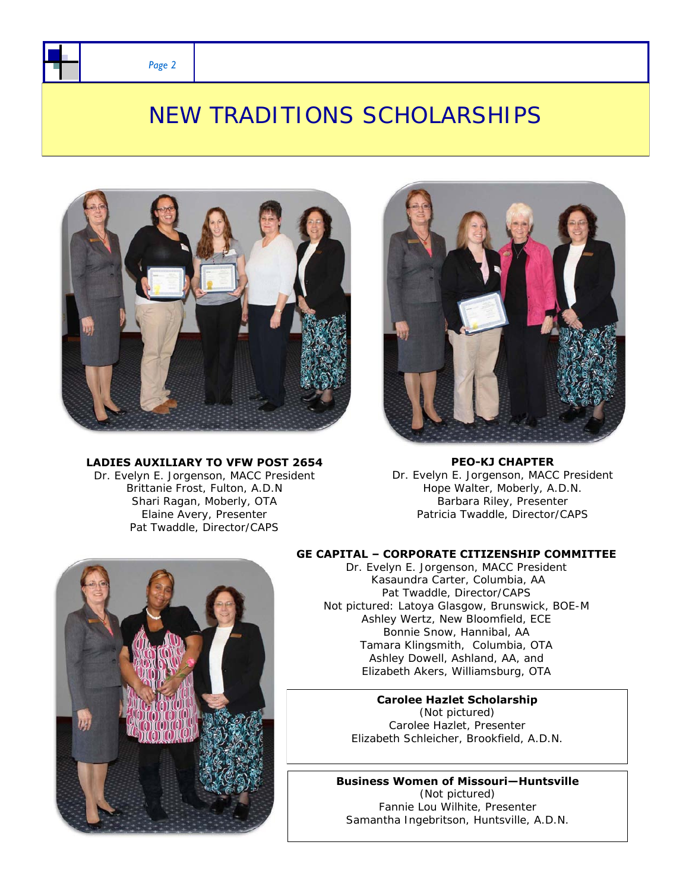# NEW TRADITIONS SCHOLARSHIPS

**LADIES AUXILIARY TO VFW POST 2654**
Dr. Evelyn E. Jorgenson, MACC President
Brittanie Frost, Fulton, A.D.N
Shari Ragan, Moberly, OTA
Elaine Avery, Presenter
Pat Twaddle, Director/CAPS

**PEO-KJ CHAPTER**
Dr. Evelyn E. Jorgenson, MACC President
Hope Walter, Moberly, A.D.N.
Barbara Riley, Presenter
Patricia Twaddle, Director/CAPS

**GE CAPITAL – CORPORATE CITIZENSHIP COMMITTEE**
Dr. Evelyn E. Jorgenson, MACC President
Kasaundra Carter, Columbia, AA
Pat Twaddle, Director/CAPS
Not pictured: Latoya Glasgow, Brunswick, BOE-M
Ashley Wertz, New Bloomfield, ECE
Bonnie Snow, Hannibal, AA
Tamara Klingsmith, Columbia, OTA
Ashley Dowell, Ashland, AA, and
Elizabeth Akers, Williamsburg, OTA

**Carolee Hazlet Scholarship**
(Not pictured)
Carolee Hazlet, Presenter
Elizabeth Schleicher, Brookfield, A.D.N.

**Business Women of Missouri—Huntsville**
(Not pictured)
Fannie Lou Wilhite, Presenter
Samantha Ingebritson, Huntsville, A.D.N.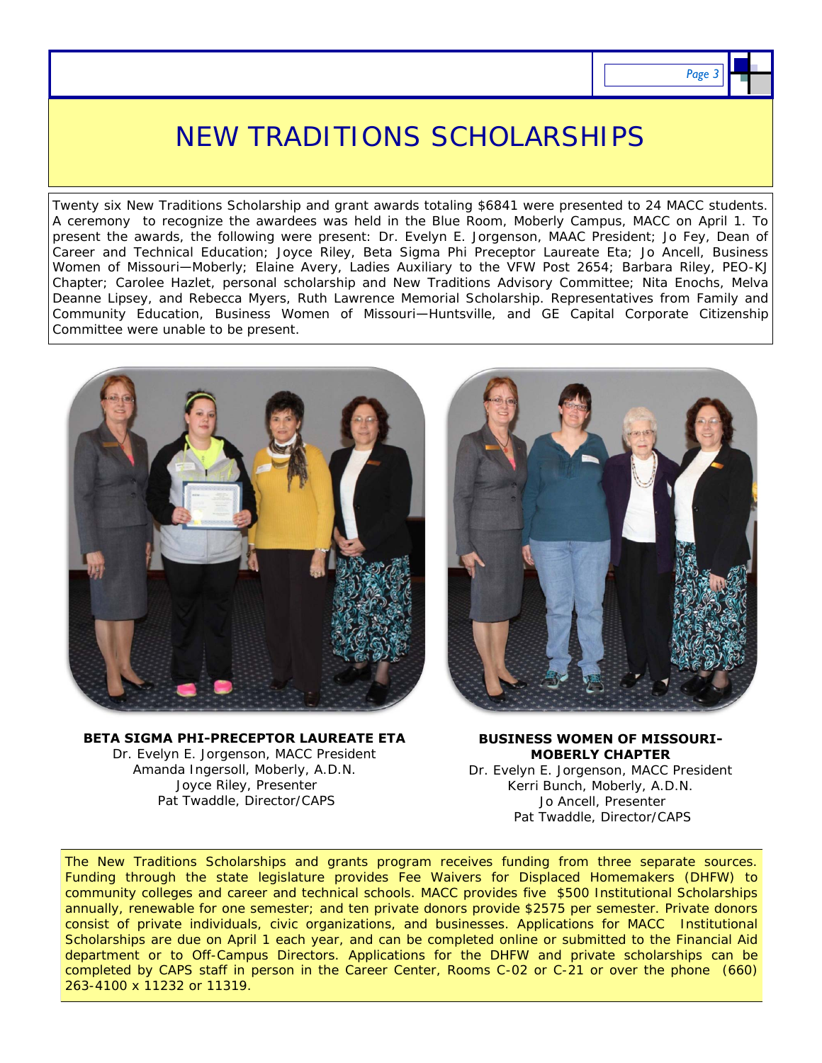# NEW TRADITIONS SCHOLARSHIPS

Twenty six New Traditions Scholarship and grant awards totaling $6841 were presented to 24 MACC students. A ceremony to recognize the awardees was held in the Blue Room, Moberly Campus, MACC on April 1. To present the awards, the following were present: Dr. Evelyn E. Jorgenson, MAAC President; Jo Fey, Dean of Career and Technical Education; Joyce Riley, Beta Sigma Phi Preceptor Laureate Eta; Jo Ancell, Business Women of Missouri—Moberly; Elaine Avery, Ladies Auxiliary to the VFW Post 2654; Barbara Riley, PEO-KJ Chapter; Carolee Hazlet, personal scholarship and New Traditions Advisory Committee; Nita Enochs, Melva Deanne Lipsey, and Rebecca Myers, Ruth Lawrence Memorial Scholarship. Representatives from Family and Community Education, Business Women of Missouri—Huntsville, and GE Capital Corporate Citizenship Committee were unable to be present.

**BETA SIGMA PHI-PRECEPTOR LAUREATE ETA**
Dr. Evelyn E. Jorgenson, MACC President
Amanda Ingersoll, Moberly, A.D.N.
Joyce Riley, Presenter
Pat Twaddle, Director/CAPS

**BUSINESS WOMEN OF MISSOURI-MOBERLY CHAPTER**
Dr. Evelyn E. Jorgenson, MACC President
Kerri Bunch, Moberly, A.D.N.
Jo Ancell, Presenter
Pat Twaddle, Director/CAPS

The New Traditions Scholarships and grants program receives funding from three separate sources. Funding through the state legislature provides Fee Waivers for Displaced Homemakers (DHFW) to community colleges and career and technical schools. MACC provides five $500 Institutional Scholarships annually, renewable for one semester; and ten private donors provide $2575 per semester. Private donors consist of private individuals, civic organizations, and businesses. Applications for MACC Institutional Scholarships are due on April 1 each year, and can be completed online or submitted to the Financial Aid department or to Off-Campus Directors. Applications for the DHFW and private scholarships can be completed by CAPS staff in person in the Career Center, Rooms C-02 or C-21 or over the phone (660) 263-4100 x 11232 or 11319.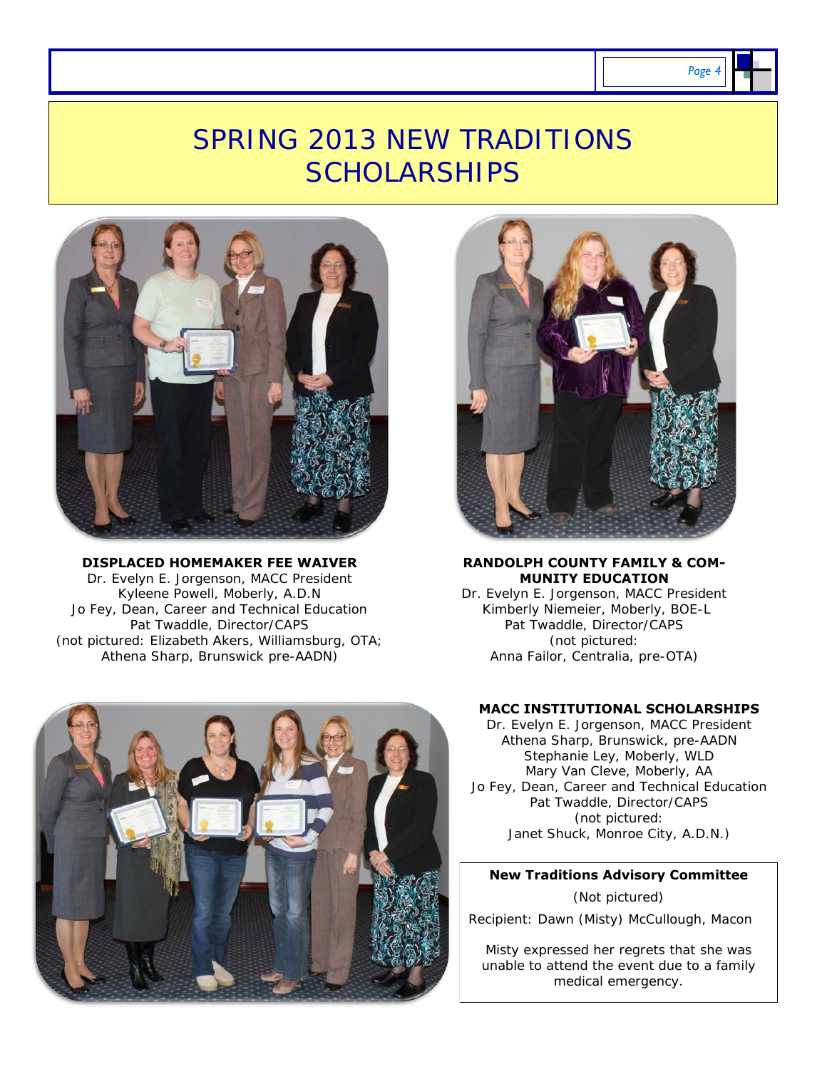# SPRING 2013 NEW TRADITIONS SCHOLARSHIPS

**DISPLACED HOMEMAKER FEE WAIVER**
Dr. Evelyn E. Jorgenson, MACC President
Kyleene Powell, Moberly, A.D.N
Jo Fey, Dean, Career and Technical Education
Pat Twaddle, Director/CAPS
(not pictured: Elizabeth Akers, Williamsburg, OTA; Athena Sharp, Brunswick pre-AADN)

**RANDOLPH COUNTY FAMILY & COMMUNITY EDUCATION**
Dr. Evelyn E. Jorgenson, MACC President
Kimberly Niemeier, Moberly, BOE-L
Pat Twaddle, Director/CAPS
(not pictured:
Anna Failor, Centralia, pre-OTA)

**MACC INSTITUTIONAL SCHOLARSHIPS**
Dr. Evelyn E. Jorgenson, MACC President
Athena Sharp, Brunswick, pre-AADN
Stephanie Ley, Moberly, WLD
Mary Van Cleve, Moberly, AA
Jo Fey, Dean, Career and Technical Education
Pat Twaddle, Director/CAPS
(not pictured:
Janet Shuck, Monroe City, A.D.N.)

**New Traditions Advisory Committee**

(Not pictured)

Recipient: Dawn (Misty) McCullough, Macon

Misty expressed her regrets that she was unable to attend the event due to a family medical emergency.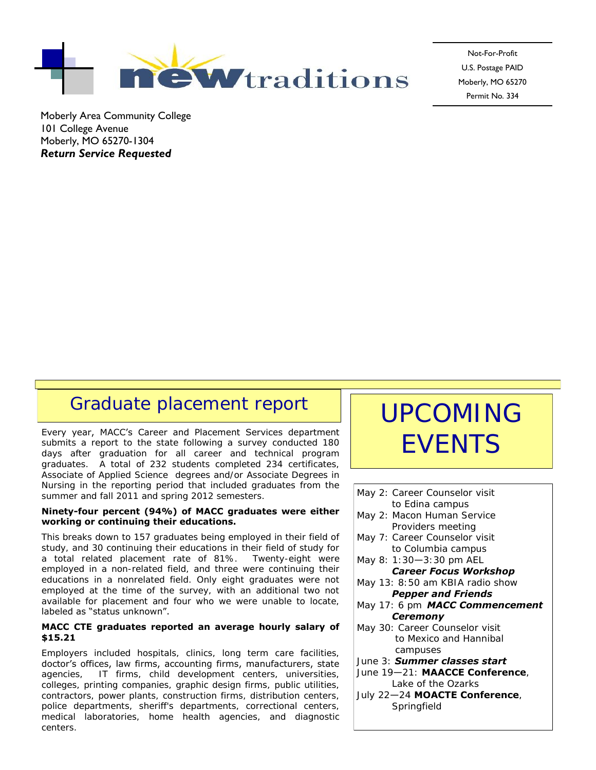# new traditions

Not-For-Profit
U.S. Postage PAID
Moberly, MO 65270
Permit No. 334

Moberly Area Community College
101 College Avenue
Moberly, MO 65270-1304
***Return Service Requested***

## Graduate placement report

Every year, MACC's Career and Placement Services department submits a report to the state following a survey conducted 180 days after graduation for all career and technical program graduates. A total of 232 students completed 234 certificates, Associate of Applied Science degrees and/or Associate Degrees in Nursing in the reporting period that included graduates from the summer and fall 2011 and spring 2012 semesters.

**Ninety-four percent (94%) of MACC graduates were either working or continuing their educations.**

This breaks down to 157 graduates being employed in their field of study, and 30 continuing their educations in their field of study for a total related placement rate of 81%. Twenty-eight were employed in a non-related field, and three were continuing their educations in a nonrelated field. Only eight graduates were not employed at the time of the survey, with an additional two not available for placement and four who we were unable to locate, labeled as "status unknown".

**MACC CTE graduates reported an average hourly salary of $15.21**

Employers included hospitals, clinics, long term care facilities, doctor's offices, law firms, accounting firms, manufacturers, state agencies, IT firms, child development centers, universities, colleges, printing companies, graphic design firms, public utilities, contractors, power plants, construction firms, distribution centers, police departments, sheriff's departments, correctional centers, medical laboratories, home health agencies, and diagnostic centers.

## UPCOMING EVENTS

- May 2: Career Counselor visit to Edina campus
- May 2: Macon Human Service Providers meeting
- May 7: Career Counselor visit to Columbia campus
- May 8: 1:30—3:30 pm AEL ***Career Focus Workshop***
- May 13: 8:50 am KBIA radio show ***Pepper and Friends***
- May 17: 6 pm ***MACC Commencement Ceremony***
- May 30: Career Counselor visit to Mexico and Hannibal campuses
- June 3: ***Summer classes start***
- June 19—21: **MAACCE Conference**, Lake of the Ozarks
- July 22—24 **MOACTE Conference**, Springfield